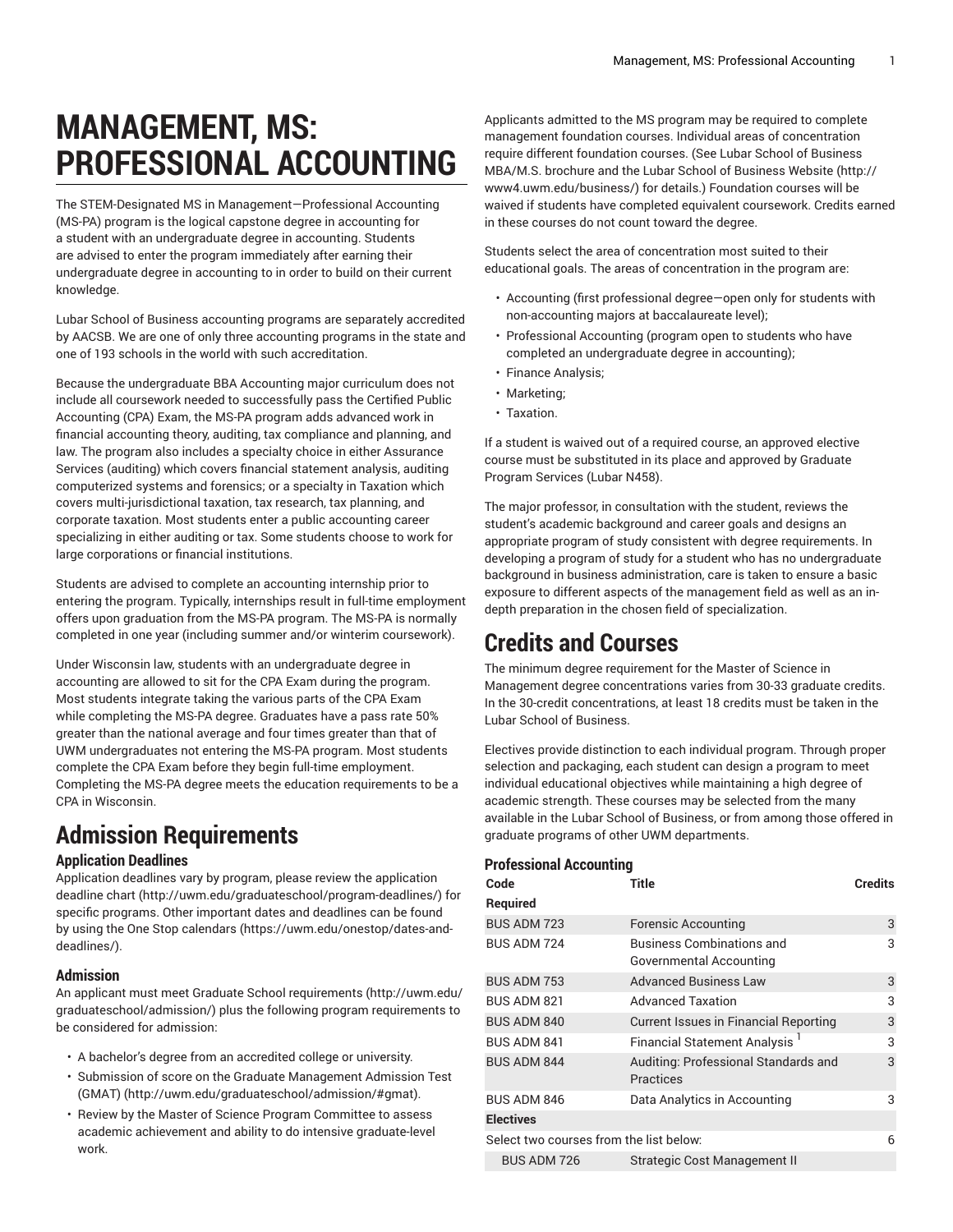# MANAGEMENT, MS: PROFESSIONAL ACCOUNTING

The STEM-Designated MS in Management—Professional Accounting (MS-PA) program is the logical capstone degree in accounting for a student with an undergraduate degree in accounting. Students are advised to enter the program immediately after earning their undergraduate degree in accounting to in order to build on their current knowledge.

Lubar School of Business accounting programs are separately accredited by AACSB. We are one of only three accounting programs in the state and one of 193 schools in the world with such accreditation.

Because the undergraduate BBA Accounting major curriculum does not include all coursework needed to successfully pass the Certified Public Accounting (CPA) Exam, the MS-PA program adds advanced work in financial accounting theory, auditing, tax compliance and planning, and law. The program also includes a specialty choice in either Assurance Services (auditing) which covers financial statement analysis, auditing computerized systems and forensics; or a specialty in Taxation which covers multi-jurisdictional taxation, tax research, tax planning, and corporate taxation. Most students enter a public accounting career specializing in either auditing or tax. Some students choose to work for large corporations or financial institutions.

Students are advised to complete an accounting internship prior to entering the program. Typically, internships result in full-time employment offers upon graduation from the MS-PA program. The MS-PA is normally completed in one year (including summer and/or winterim coursework).

Under Wisconsin law, students with an undergraduate degree in accounting are allowed to sit for the CPA Exam during the program. Most students integrate taking the various parts of the CPA Exam while completing the MS-PA degree. Graduates have a pass rate 50% greater than the national average and four times greater than that of UWM undergraduates not entering the MS-PA program. Most students complete the CPA Exam before they begin full-time employment. Completing the MS-PA degree meets the education requirements to be a CPA in Wisconsin.

## Admission Requirements

### Application Deadlines

Application deadlines vary by program, please review the application deadline chart (http://uwm.edu/graduateschool/program-deadlines/) for specific programs. Other important dates and deadlines can be found by using the One Stop calendars (https://uwm.edu/onestop/dates-and-deadlines/).

### Admission

An applicant must meet Graduate School requirements (http://uwm.edu/graduateschool/admission/) plus the following program requirements to be considered for admission:

- A bachelor's degree from an accredited college or university.
- Submission of score on the Graduate Management Admission Test (GMAT) (http://uwm.edu/graduateschool/admission/#gmat).
- Review by the Master of Science Program Committee to assess academic achievement and ability to do intensive graduate-level work.

Applicants admitted to the MS program may be required to complete management foundation courses. Individual areas of concentration require different foundation courses. (See Lubar School of Business MBA/M.S. brochure and the Lubar School of Business Website (http://www4.uwm.edu/business/) for details.) Foundation courses will be waived if students have completed equivalent coursework. Credits earned in these courses do not count toward the degree.

Students select the area of concentration most suited to their educational goals. The areas of concentration in the program are:

- Accounting (first professional degree—open only for students with non-accounting majors at baccalaureate level);
- Professional Accounting (program open to students who have completed an undergraduate degree in accounting);
- Finance Analysis;
- Marketing;
- Taxation.

If a student is waived out of a required course, an approved elective course must be substituted in its place and approved by Graduate Program Services (Lubar N458).

The major professor, in consultation with the student, reviews the student's academic background and career goals and designs an appropriate program of study consistent with degree requirements. In developing a program of study for a student who has no undergraduate background in business administration, care is taken to ensure a basic exposure to different aspects of the management field as well as an in-depth preparation in the chosen field of specialization.

## Credits and Courses

The minimum degree requirement for the Master of Science in Management degree concentrations varies from 30-33 graduate credits. In the 30-credit concentrations, at least 18 credits must be taken in the Lubar School of Business.

Electives provide distinction to each individual program. Through proper selection and packaging, each student can design a program to meet individual educational objectives while maintaining a high degree of academic strength. These courses may be selected from the many available in the Lubar School of Business, or from among those offered in graduate programs of other UWM departments.

### Professional Accounting

| Code | Title | Credits |
|---|---|---|
| **Required** | | |
| BUS ADM 723 | Forensic Accounting | 3 |
| BUS ADM 724 | Business Combinations and Governmental Accounting | 3 |
| BUS ADM 753 | Advanced Business Law | 3 |
| BUS ADM 821 | Advanced Taxation | 3 |
| BUS ADM 840 | Current Issues in Financial Reporting | 3 |
| BUS ADM 841 | Financial Statement Analysis [1] | 3 |
| BUS ADM 844 | Auditing: Professional Standards and Practices | 3 |
| BUS ADM 846 | Data Analytics in Accounting | 3 |
| **Electives** | | |
| Select two courses from the list below: | | 6 |
| BUS ADM 726 | Strategic Cost Management II | |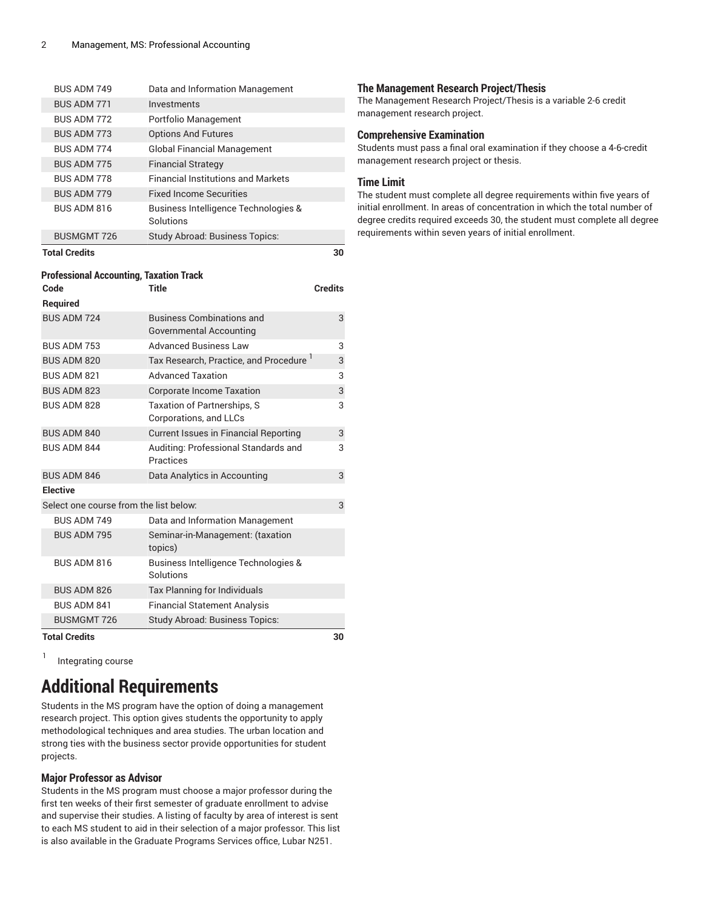| | | |
|---|---|---|
| BUS ADM 749 | Data and Information Management | |
| BUS ADM 771 | Investments | |
| BUS ADM 772 | Portfolio Management | |
| BUS ADM 773 | Options And Futures | |
| BUS ADM 774 | Global Financial Management | |
| BUS ADM 775 | Financial Strategy | |
| BUS ADM 778 | Financial Institutions and Markets | |
| BUS ADM 779 | Fixed Income Securities | |
| BUS ADM 816 | Business Intelligence Technologies & Solutions | |
| BUSMGMT 726 | Study Abroad: Business Topics: | |
| **Total Credits** | | **30** |

**Professional Accounting, Taxation Track**

| Code | Title | Credits |
|---|---|---|
| **Required** | | |
| BUS ADM 724 | Business Combinations and Governmental Accounting | 3 |
| BUS ADM 753 | Advanced Business Law | 3 |
| BUS ADM 820 | Tax Research, Practice, and Procedure [1] | 3 |
| BUS ADM 821 | Advanced Taxation | 3 |
| BUS ADM 823 | Corporate Income Taxation | 3 |
| BUS ADM 828 | Taxation of Partnerships, S Corporations, and LLCs | 3 |
| BUS ADM 840 | Current Issues in Financial Reporting | 3 |
| BUS ADM 844 | Auditing: Professional Standards and Practices | 3 |
| BUS ADM 846 | Data Analytics in Accounting | 3 |
| **Elective** | | |
| Select one course from the list below: | | 3 |
| BUS ADM 749 | Data and Information Management | |
| BUS ADM 795 | Seminar-in-Management: (taxation topics) | |
| BUS ADM 816 | Business Intelligence Technologies & Solutions | |
| BUS ADM 826 | Tax Planning for Individuals | |
| BUS ADM 841 | Financial Statement Analysis | |
| BUSMGMT 726 | Study Abroad: Business Topics: | |
| **Total Credits** | | **30** |

[1] Integrating course

# Additional Requirements

Students in the MS program have the option of doing a management research project. This option gives students the opportunity to apply methodological techniques and area studies. The urban location and strong ties with the business sector provide opportunities for student projects.

### Major Professor as Advisor

Students in the MS program must choose a major professor during the first ten weeks of their first semester of graduate enrollment to advise and supervise their studies. A listing of faculty by area of interest is sent to each MS student to aid in their selection of a major professor. This list is also available in the Graduate Programs Services office, Lubar N251.

### The Management Research Project/Thesis

The Management Research Project/Thesis is a variable 2-6 credit management research project.

### Comprehensive Examination

Students must pass a final oral examination if they choose a 4-6-credit management research project or thesis.

### Time Limit

The student must complete all degree requirements within five years of initial enrollment. In areas of concentration in which the total number of degree credits required exceeds 30, the student must complete all degree requirements within seven years of initial enrollment.